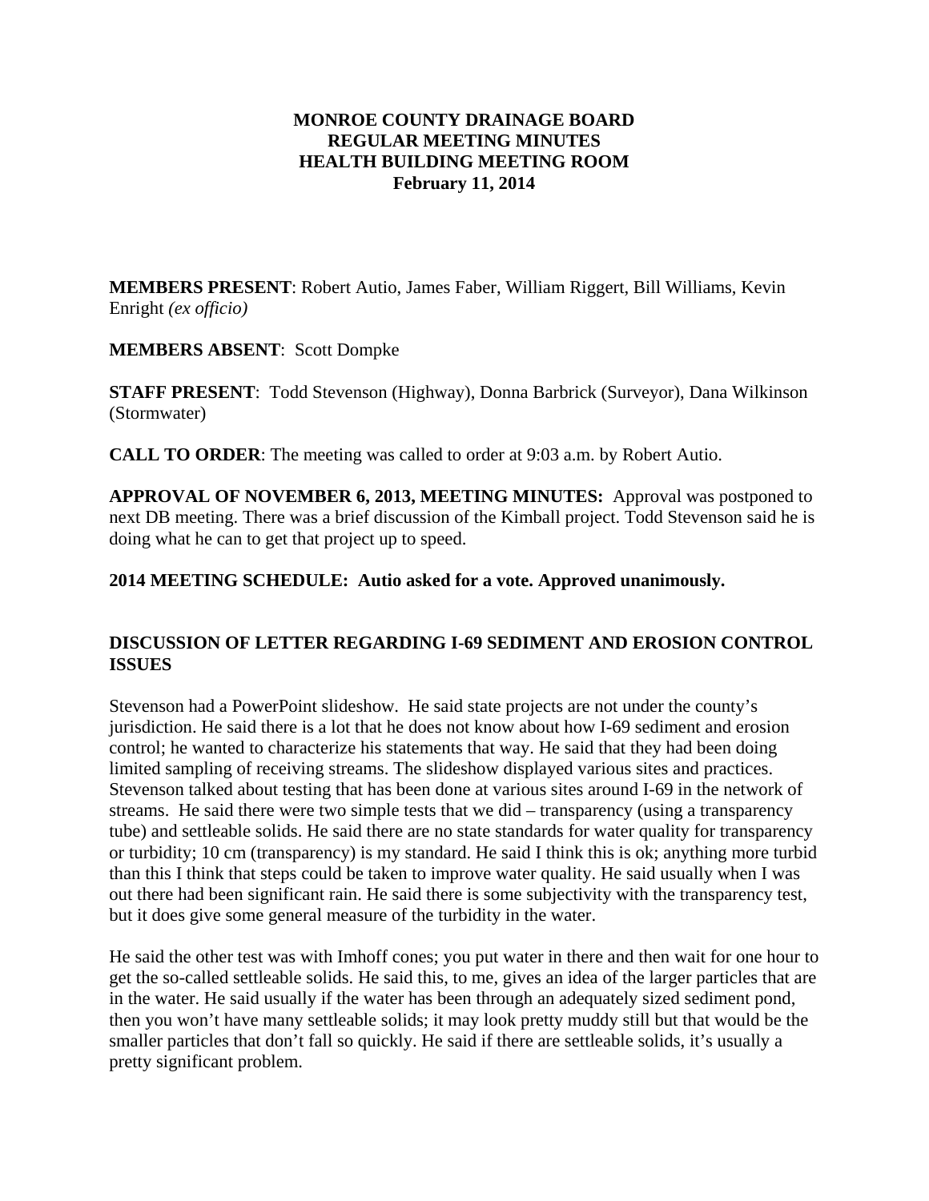# MONROE COUNTY DRAINAGE BOARD
# REGULAR MEETING MINUTES
# HEALTH BUILDING MEETING ROOM
# February 11, 2014

**MEMBERS PRESENT**: Robert Autio, James Faber, William Riggert, Bill Williams, Kevin Enright *(ex officio)*

**MEMBERS ABSENT**: Scott Dompke

**STAFF PRESENT**: Todd Stevenson (Highway), Donna Barbrick (Surveyor), Dana Wilkinson (Stormwater)

**CALL TO ORDER**: The meeting was called to order at 9:03 a.m. by Robert Autio.

**APPROVAL OF NOVEMBER 6, 2013, MEETING MINUTES:** Approval was postponed to next DB meeting. There was a brief discussion of the Kimball project. Todd Stevenson said he is doing what he can to get that project up to speed.

**2014 MEETING SCHEDULE: Autio asked for a vote. Approved unanimously.**

**DISCUSSION OF LETTER REGARDING I-69 SEDIMENT AND EROSION CONTROL ISSUES**

Stevenson had a PowerPoint slideshow. He said state projects are not under the county's jurisdiction. He said there is a lot that he does not know about how I-69 sediment and erosion control; he wanted to characterize his statements that way. He said that they had been doing limited sampling of receiving streams. The slideshow displayed various sites and practices. Stevenson talked about testing that has been done at various sites around I-69 in the network of streams. He said there were two simple tests that we did – transparency (using a transparency tube) and settleable solids. He said there are no state standards for water quality for transparency or turbidity; 10 cm (transparency) is my standard. He said I think this is ok; anything more turbid than this I think that steps could be taken to improve water quality. He said usually when I was out there had been significant rain. He said there is some subjectivity with the transparency test, but it does give some general measure of the turbidity in the water.

He said the other test was with Imhoff cones; you put water in there and then wait for one hour to get the so-called settleable solids. He said this, to me, gives an idea of the larger particles that are in the water. He said usually if the water has been through an adequately sized sediment pond, then you won't have many settleable solids; it may look pretty muddy still but that would be the smaller particles that don't fall so quickly. He said if there are settleable solids, it's usually a pretty significant problem.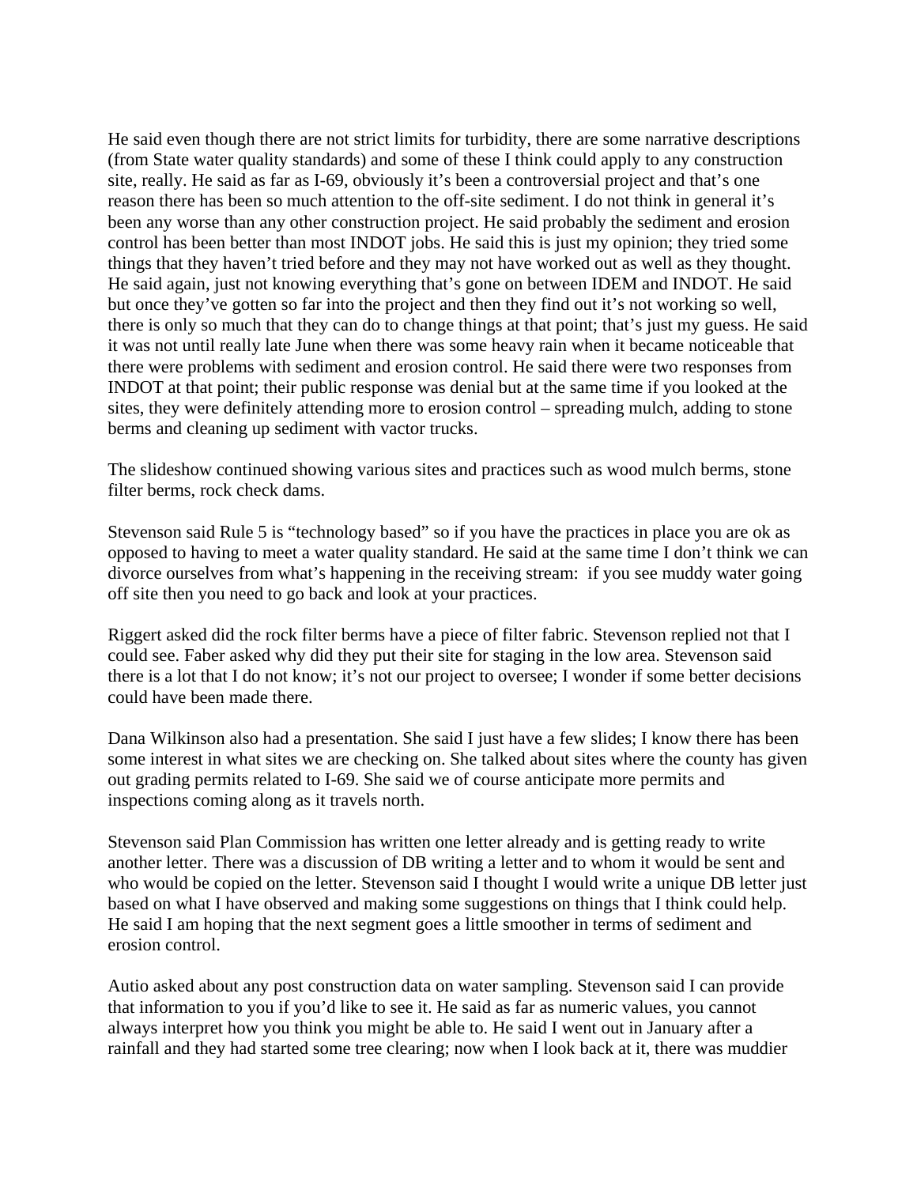He said even though there are not strict limits for turbidity, there are some narrative descriptions (from State water quality standards) and some of these I think could apply to any construction site, really. He said as far as I-69, obviously it's been a controversial project and that's one reason there has been so much attention to the off-site sediment. I do not think in general it's been any worse than any other construction project. He said probably the sediment and erosion control has been better than most INDOT jobs. He said this is just my opinion; they tried some things that they haven't tried before and they may not have worked out as well as they thought. He said again, just not knowing everything that's gone on between IDEM and INDOT. He said but once they've gotten so far into the project and then they find out it's not working so well, there is only so much that they can do to change things at that point; that's just my guess. He said it was not until really late June when there was some heavy rain when it became noticeable that there were problems with sediment and erosion control. He said there were two responses from INDOT at that point; their public response was denial but at the same time if you looked at the sites, they were definitely attending more to erosion control – spreading mulch, adding to stone berms and cleaning up sediment with vactor trucks.

The slideshow continued showing various sites and practices such as wood mulch berms, stone filter berms, rock check dams.

Stevenson said Rule 5 is "technology based" so if you have the practices in place you are ok as opposed to having to meet a water quality standard. He said at the same time I don't think we can divorce ourselves from what's happening in the receiving stream: if you see muddy water going off site then you need to go back and look at your practices.

Riggert asked did the rock filter berms have a piece of filter fabric. Stevenson replied not that I could see. Faber asked why did they put their site for staging in the low area. Stevenson said there is a lot that I do not know; it's not our project to oversee; I wonder if some better decisions could have been made there.

Dana Wilkinson also had a presentation. She said I just have a few slides; I know there has been some interest in what sites we are checking on. She talked about sites where the county has given out grading permits related to I-69. She said we of course anticipate more permits and inspections coming along as it travels north.

Stevenson said Plan Commission has written one letter already and is getting ready to write another letter. There was a discussion of DB writing a letter and to whom it would be sent and who would be copied on the letter. Stevenson said I thought I would write a unique DB letter just based on what I have observed and making some suggestions on things that I think could help. He said I am hoping that the next segment goes a little smoother in terms of sediment and erosion control.

Autio asked about any post construction data on water sampling. Stevenson said I can provide that information to you if you'd like to see it. He said as far as numeric values, you cannot always interpret how you think you might be able to. He said I went out in January after a rainfall and they had started some tree clearing; now when I look back at it, there was muddier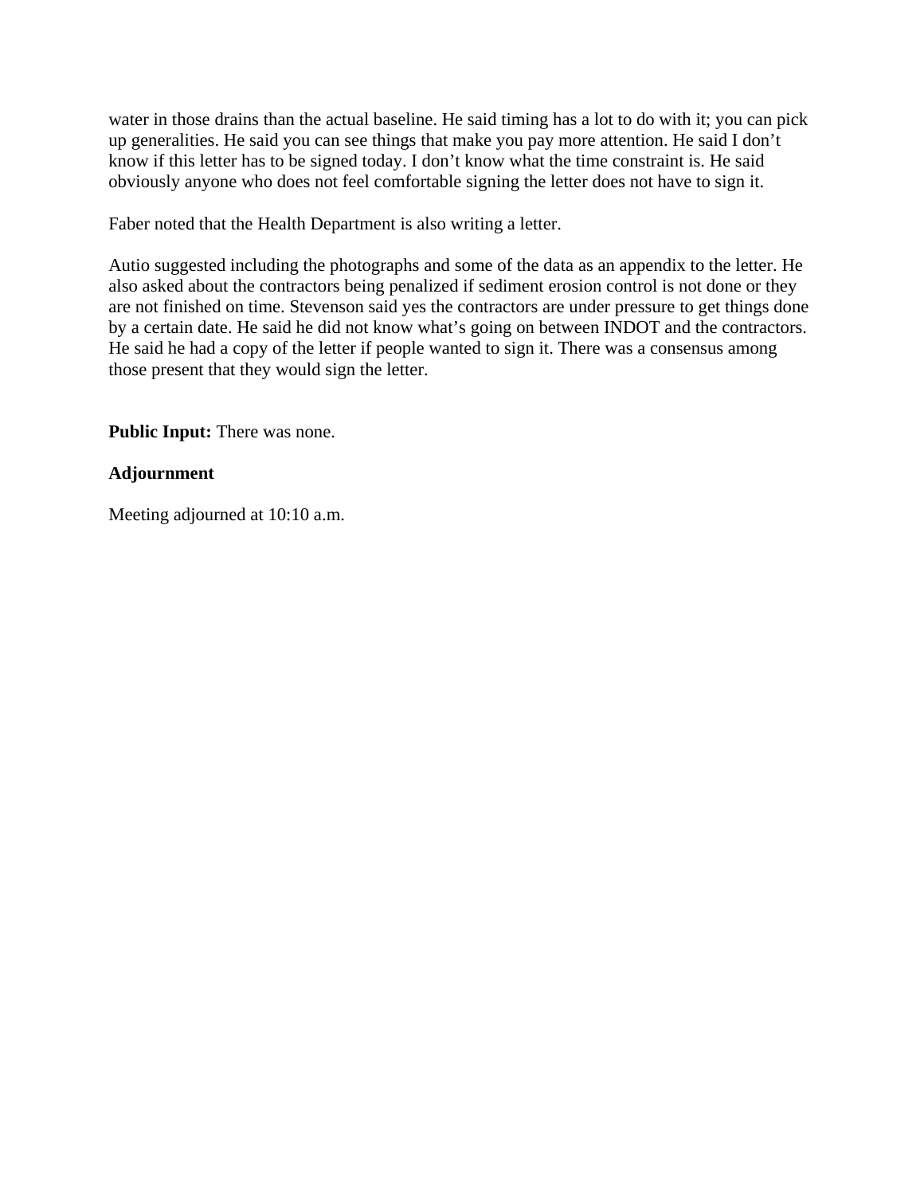water in those drains than the actual baseline. He said timing has a lot to do with it; you can pick up generalities. He said you can see things that make you pay more attention. He said I don't know if this letter has to be signed today. I don't know what the time constraint is. He said obviously anyone who does not feel comfortable signing the letter does not have to sign it.

Faber noted that the Health Department is also writing a letter.

Autio suggested including the photographs and some of the data as an appendix to the letter. He also asked about the contractors being penalized if sediment erosion control is not done or they are not finished on time. Stevenson said yes the contractors are under pressure to get things done by a certain date. He said he did not know what's going on between INDOT and the contractors. He said he had a copy of the letter if people wanted to sign it. There was a consensus among those present that they would sign the letter.

**Public Input:** There was none.

**Adjournment**

Meeting adjourned at 10:10 a.m.